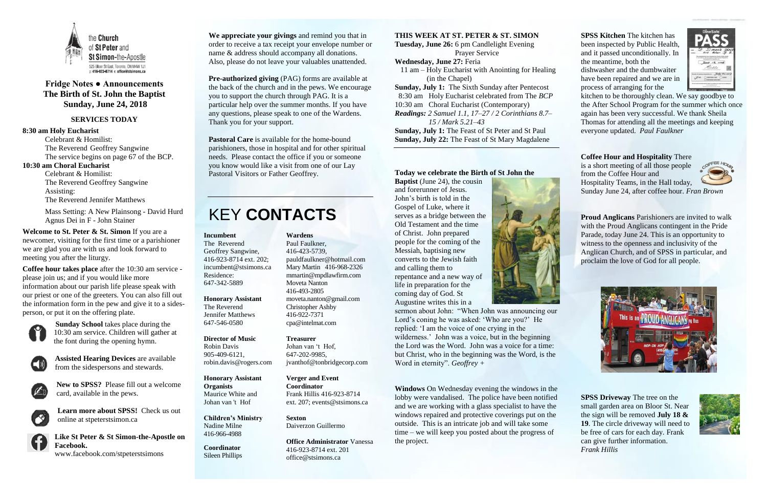the Church of St Peter and St Simon-the-Apostle
525 Bloor St East, Toronto, ON M4W 1J1
p: 416-923-8714 e: office@stsimons.ca

# Fridge Notes ● Announcements
## The Birth of St. John the Baptist
## Sunday, June 24, 2018

### SERVICES TODAY

**8:30 am Holy Eucharist**

Celebrant & Homilist:
The Reverend Geoffrey Sangwine
The service begins on page 67 of the BCP.

**10:30 am Choral Eucharist**

Celebrant & Homilist:
The Reverend Geoffrey Sangwine
Assisting:
The Reverend Jennifer Matthews

Mass Setting: A New Plainsong - David Hurd
Agnus Dei in F - John Stainer

**Welcome to St. Peter & St. Simon** If you are a newcomer, visiting for the first time or a parishioner we are glad you are with us and look forward to meeting you after the liturgy.

**Coffee hour takes place** after the 10:30 am service - please join us; and if you would like more information about our parish life please speak with our priest or one of the greeters. You can also fill out the information form in the pew and give it to a sides-person, or put it on the offering plate.

**Sunday School** takes place during the 10:30 am service. Children will gather at the font during the opening hymn.

**Assisted Hearing Devices** are available from the sidespersons and stewards.

**New to SPSS?** Please fill out a welcome card, available in the pews.

**Learn more about SPSS!** Check us out online at stpeterstsimon.ca

**Like St Peter & St Simon-the-Apostle on Facebook.**
www.facebook.com/stpeterstsimons

**We appreciate your givings** and remind you that in order to receive a tax receipt your envelope number or name & address should accompany all donations. Also, please do not leave your valuables unattended.

**Pre-authorized giving** (PAG) forms are available at the back of the church and in the pews. We encourage you to support the church through PAG. It is a particular help over the summer months. If you have any questions, please speak to one of the Wardens. Thank you for your support.

**Pastoral Care** is available for the home-bound parishioners, those in hospital and for other spiritual needs. Please contact the office if you or someone you know would like a visit from one of our Lay Pastoral Visitors or Father Geoffrey.

# KEY CONTACTS

**Incumbent**
The Reverend Geoffrey Sangwine,
416-923-8714 ext. 202;
incumbent@stsimons.ca
Residence:
647-342-5889

**Honorary Assistant**
The Reverend Jennifer Matthews
647-546-0580

**Director of Music**
Robin Davis
905-409-6121,
robin.davis@rogers.com

**Honorary Assistant Organists**
Maurice White and Johan van 't Hof

**Children's Ministry**
Nadine Milne
416-966-4988

**Coordinator**
Sileen Phillips

**Wardens**
Paul Faulkner,
416-423-5739,
pauldfaulkner@hotmail.com
Mary Martin 416-968-2326
mmartin@mpdlawfirm.com
Moveta Nanton
416-493-2805
moveta.nanton@gmail.com
Christopher Ashby
416-922-7371
cpa@intelmat.com

**Treasurer**
Johan van 't Hof,
647-202-9985,
jvanthof@tonbridgecorp.com

**Verger and Event Coordinator**
Frank Hillis 416-923-8714 ext. 207; events@stsimons.ca

**Sexton**
Daiverzon Guillermo

**Office Administrator** Vanessa
416-923-8714 ext. 201
office@stsimons.ca

**THIS WEEK AT ST. PETER & ST. SIMON**

**Tuesday, June 26:** 6 pm Candlelight Evening Prayer Service

**Wednesday, June 27:** Feria
11 am – Holy Eucharist with Anointing for Healing (in the Chapel)

**Sunday, July 1:** The Sixth Sunday after Pentecost
8:30 am Holy Eucharist celebrated from The *BCP*
10:30 am Choral Eucharist (Contemporary)
***Readings:*** *2 Samuel 1.1, 17–27 / 2 Corinthians 8.7–15 / Mark 5.21–43*

**Sunday, July 1:** The Feast of St Peter and St Paul
**Sunday, July 22:** The Feast of St Mary Magdalene

**Today we celebrate the Birth of St John the Baptist** (June 24), the cousin and forerunner of Jesus. John's birth is told in the Gospel of Luke, where it serves as a bridge between the Old Testament and the time of Christ. John prepared people for the coming of the Messiah, baptising new converts to the Jewish faith and calling them to repentance and a new way of life in preparation for the coming day of God. St Augustine writes this in a sermon about John: "When John was announcing our Lord's coming he was asked: 'Who are you?' He replied: 'I am the voice of one crying in the wilderness.' John was a voice, but in the beginning the Lord was the Word. John was a voice for a time: but Christ, who in the beginning was the Word, is the Word in eternity". *Geoffrey +*

**Windows** On Wednesday evening the windows in the lobby were vandalised. The police have been notified and we are working with a glass specialist to have the windows repaired and protective coverings put on the outside. This is an intricate job and will take some time – we will keep you posted about the progress of the project.

**SPSS Kitchen** The kitchen has been inspected by Public Health, and it passed unconditionally. In the meantime, both the dishwasher and the dumbwaiter have been repaired and we are in process of arranging for the kitchen to be thoroughly clean. We say goodbye to the After School Program for the summer which once again has been very successful. We thank Sheila Thomas for attending all the meetings and keeping everyone updated. *Paul Faulkner*

**Coffee Hour and Hospitality** There is a short meeting of all those people from the Coffee Hour and Hospitality Teams, in the Hall today, Sunday June 24, after coffee hour. *Fran Brown*

**Proud Anglicans** Parishioners are invited to walk with the Proud Anglicans contingent in the Pride Parade, today June 24. This is an opportunity to witness to the openness and inclusivity of the Anglican Church, and of SPSS in particular, and proclaim the love of God for all people.

**SPSS Driveway** The tree on the small garden area on Bloor St. Near the sign will be removed **July 18 & 19**. The circle driveway will need to be free of cars for each day. Frank can give further information. *Frank Hillis*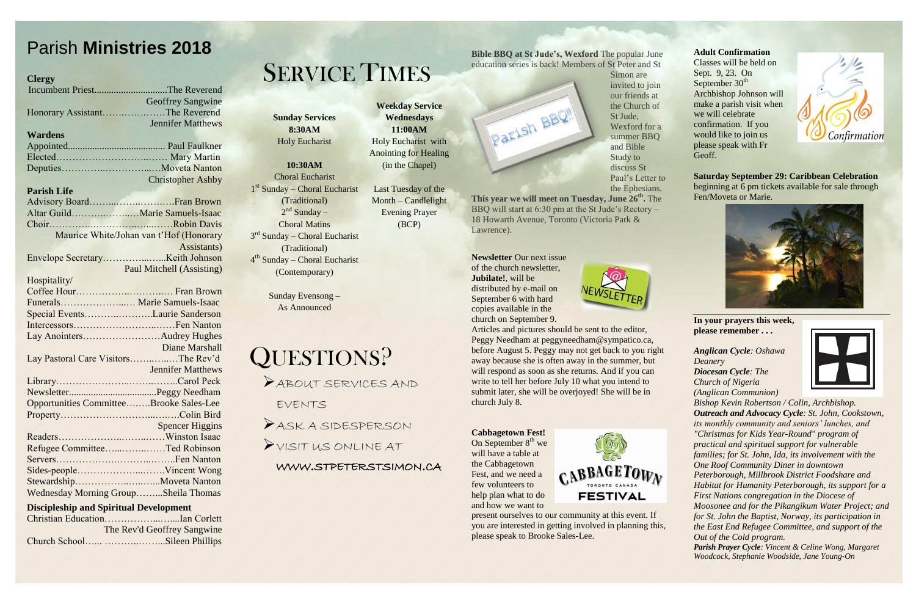# Parish **Ministries 2018**

### Clergy

Incumbent Priest..............................The Reverend Geoffrey Sangwine

Honorary Assistant……….……….The Reverend Jennifer Matthews

### Wardens

Appointed....................................... Paul Faulkner

Elected…………………………...…. Mary Martin

Deputies…………...……………...…Moveta Nanton Christopher Ashby

### Parish Life

Advisory Board……...……...……….Fran Brown

Altar Guild………..……..…Marie Samuels-Isaac

Choir………..…..………...…...……Robin Davis

Maurice White/Johan van t'Hof (Honorary Assistants)

Envelope Secretary…………...…...Keith Johnson

Paul Mitchell (Assisting)

Hospitality/

Coffee Hour…………….…………..… Fran Brown

Funerals………………….... Marie Samuels-Isaac

Special Events………..……….Laurie Sanderson

Intercessors……………………...……Fen Nanton

Lay Anointers……………………Audrey Hughes Diane Marshall

Lay Pastoral Care Visitors……..…..…The Rev'd Jennifer Matthews

Library…………………...…….……..Carol Peck

Newsletter....................................Peggy Needham

Opportunities Committee….…Brooke Sales-Lee

Property……………………...…...…Colin Bird Spencer Higgins

Readers……………….…..…..……Winston Isaac

Refugee Committee…...……..…..Ted Robinson

Servers…………………………..……..Fen Nanton

Sides-people…………….…...…….Vincent Wong

Stewardship…………….….…….Moveta Nanton

Wednesday Morning Group……...Sheila Thomas

### Discipleship and Spiritual Development

Christian Education…………..…...Ian Corlett

The Rev'd Geoffrey Sangwine

Church School….. ………..……...Sileen Phillips

# SERVICE TIMES

**Sunday Services**
**8:30AM**
Holy Eucharist

**10:30AM**
Choral Eucharist
1st Sunday – Choral Eucharist (Traditional)
2nd Sunday – Choral Matins
3rd Sunday – Choral Eucharist (Traditional)
4th Sunday – Choral Eucharist (Contemporary)

Sunday Evensong – As Announced

**Weekday Service**
**Wednesdays**
**11:00AM**
Holy Eucharist with Anointing for Healing (in the Chapel)

Last Tuesday of the Month – Candlelight Evening Prayer (BCP)

# QUESTIONS?

- ABOUT SERVICES AND EVENTS
- ASK A SIDESPERSON
- VISIT US ONLINE AT WWW.STPETERSTSIMON.CA

**Bible BBQ at St Jude's, Wexford** The popular June education series is back! Members of St Peter and St Simon are invited to join our friends at the Church of St Jude, Wexford for a summer BBQ and Bible Study to discuss St Paul's Letter to the Ephesians. **This year we will meet on Tuesday, June 26th.** The BBQ will start at 6:30 pm at the St Jude's Rectory – 18 Howarth Avenue, Toronto (Victoria Park & Lawrence).

**Newsletter** Our next issue of the church newsletter, **Jubilate!**, will be distributed by e-mail on September 6 with hard copies available in the church on September 9. Articles and pictures should be sent to the editor, Peggy Needham at peggyneedham@sympatico.ca, before August 5. Peggy may not get back to you right away because she is often away in the summer, but will respond as soon as she returns. And if you can write to tell her before July 10 what you intend to submit later, she will be overjoyed! She will be in church July 8.

**Cabbagetown Fest!** On September 8th we will have a table at the Cabbagetown Fest, and we need a few volunteers to help plan what to do and how we want to present ourselves to our community at this event. If you are interested in getting involved in planning this, please speak to Brooke Sales-Lee.

**Adult Confirmation** Classes will be held on Sept. 9, 23. On September 30th Archbishop Johnson will make a parish visit when we will celebrate confirmation. If you would like to join us please speak with Fr Geoff.

**Saturday September 29: Caribbean Celebration** beginning at 6 pm tickets available for sale through Fen/Moveta or Marie.

**In your prayers this week, please remember . . .**

***Anglican Cycle**: Oshawa Deanery*

***Diocesan Cycle**: The Church of Nigeria (Anglican Communion) Bishop Kevin Robertson / Colin, Archbishop.*

***Outreach and Advocacy Cycle**: St. John, Cookstown, its monthly community and seniors' lunches, and "Christmas for Kids Year-Round" program of practical and spiritual support for vulnerable families; for St. John, Ida, its involvement with the One Roof Community Diner in downtown Peterborough, Millbrook District Foodshare and Habitat for Humanity Peterborough, its support for a First Nations congregation in the Diocese of Moosonee and for the Pikangikum Water Project; and for St. John the Baptist, Norway, its participation in the East End Refugee Committee, and support of the Out of the Cold program.*

***Parish Prayer Cycle**: Vincent & Celine Wong, Margaret Woodcock, Stephanie Woodside, Jane Young-On*